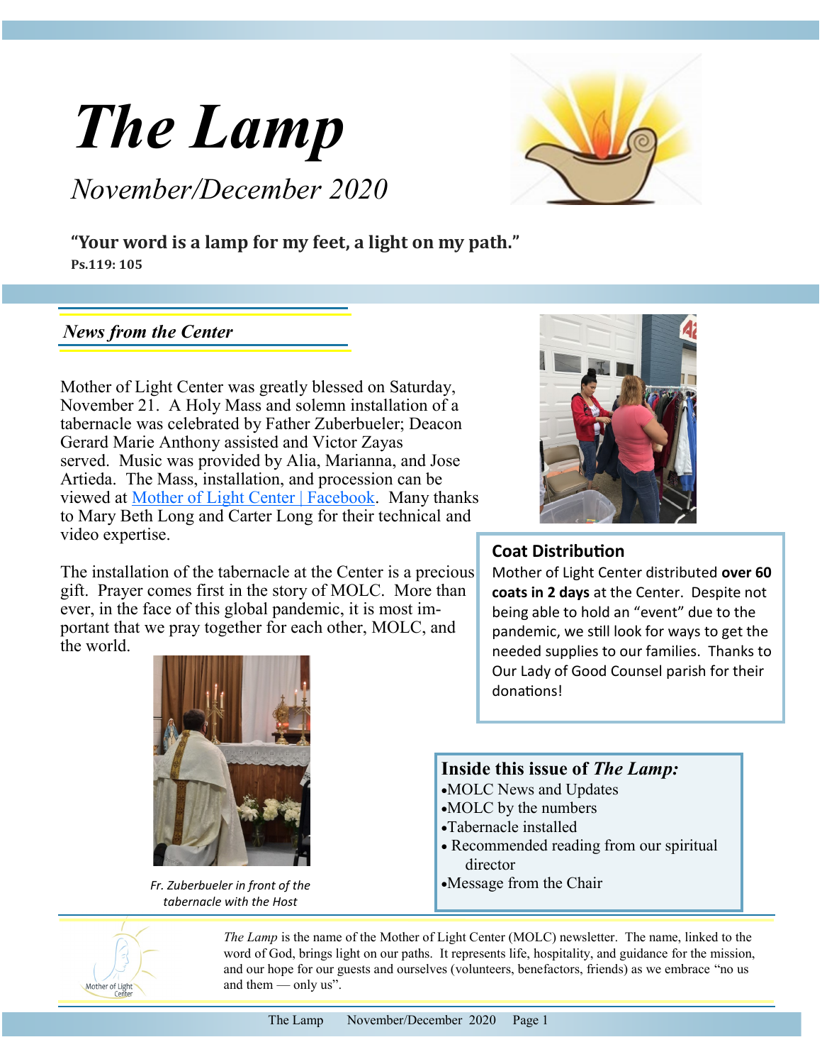# *The Lamp*

*November/December 2020*

**"Your word is a lamp for my feet, a light on my path."**
**Ps.119: 105**

## *News from the Center*

Mother of Light Center was greatly blessed on Saturday, November 21. A Holy Mass and solemn installation of a tabernacle was celebrated by Father Zuberbueler; Deacon Gerard Marie Anthony assisted and Victor Zayas served. Music was provided by Alia, Marianna, and Jose Artieda. The Mass, installation, and procession can be viewed at [Mother of Light Center | Facebook](). Many thanks to Mary Beth Long and Carter Long for their technical and video expertise.

The installation of the tabernacle at the Center is a precious gift. Prayer comes first in the story of MOLC. More than ever, in the face of this global pandemic, it is most important that we pray together for each other, MOLC, and the world.

*Fr. Zuberbueler in front of the tabernacle with the Host*

### Coat Distribution

Mother of Light Center distributed **over 60 coats in 2 days** at the Center. Despite not being able to hold an "event" due to the pandemic, we still look for ways to get the needed supplies to our families. Thanks to Our Lady of Good Counsel parish for their donations!

### Inside this issue of *The Lamp:*

- MOLC News and Updates
- MOLC by the numbers
- Tabernacle installed
- Recommended reading from our spiritual director
- Message from the Chair

*The Lamp* is the name of the Mother of Light Center (MOLC) newsletter. The name, linked to the word of God, brings light on our paths. It represents life, hospitality, and guidance for the mission, and our hope for our guests and ourselves (volunteers, benefactors, friends) as we embrace "no us and them — only us".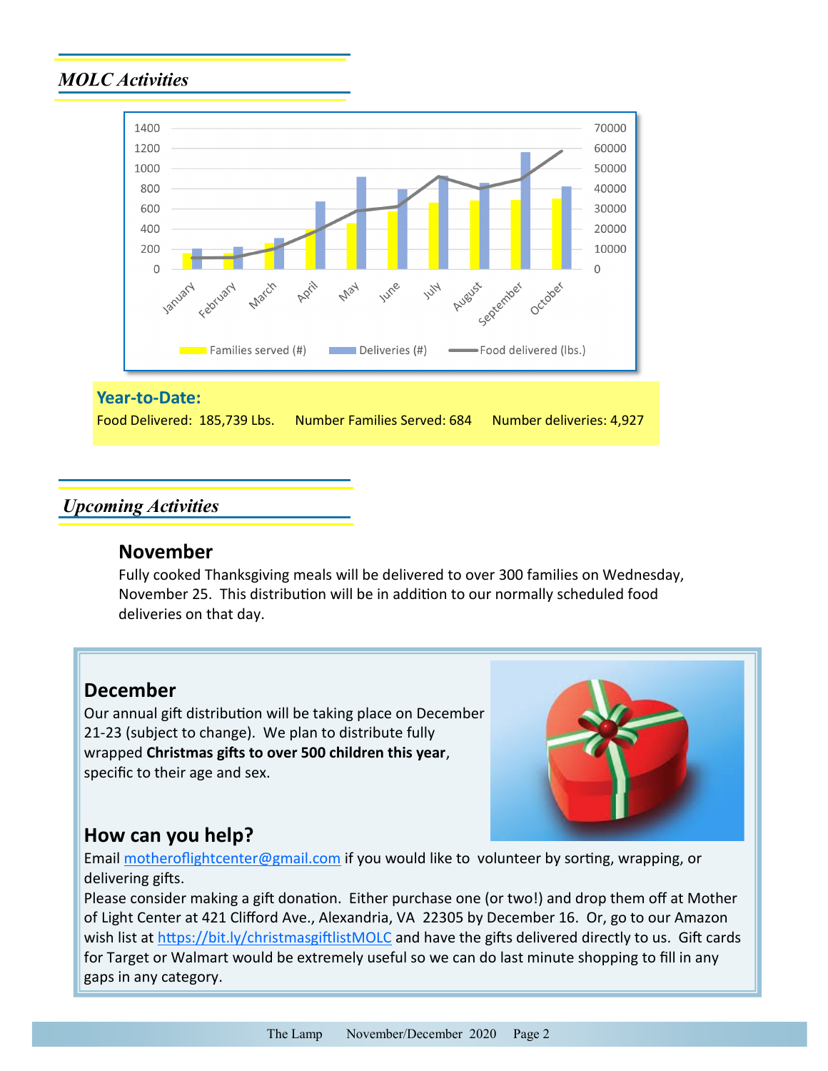## *MOLC Activities*

**Year-to-Date:**

Food Delivered: 185,739 Lbs. Number Families Served: 684 Number deliveries: 4,927

## *Upcoming Activities*

### November

Fully cooked Thanksgiving meals will be delivered to over 300 families on Wednesday, November 25. This distribution will be in addition to our normally scheduled food deliveries on that day.

### December

Our annual gift distribution will be taking place on December 21-23 (subject to change). We plan to distribute fully wrapped **Christmas gifts to over 500 children this year**, specific to their age and sex.

### How can you help?

Email motheroflightcenter@gmail.com if you would like to volunteer by sorting, wrapping, or delivering gifts.

Please consider making a gift donation. Either purchase one (or two!) and drop them off at Mother of Light Center at 421 Clifford Ave., Alexandria, VA 22305 by December 16. Or, go to our Amazon wish list at https://bit.ly/christmasgiftlistMOLC and have the gifts delivered directly to us. Gift cards for Target or Walmart would be extremely useful so we can do last minute shopping to fill in any gaps in any category.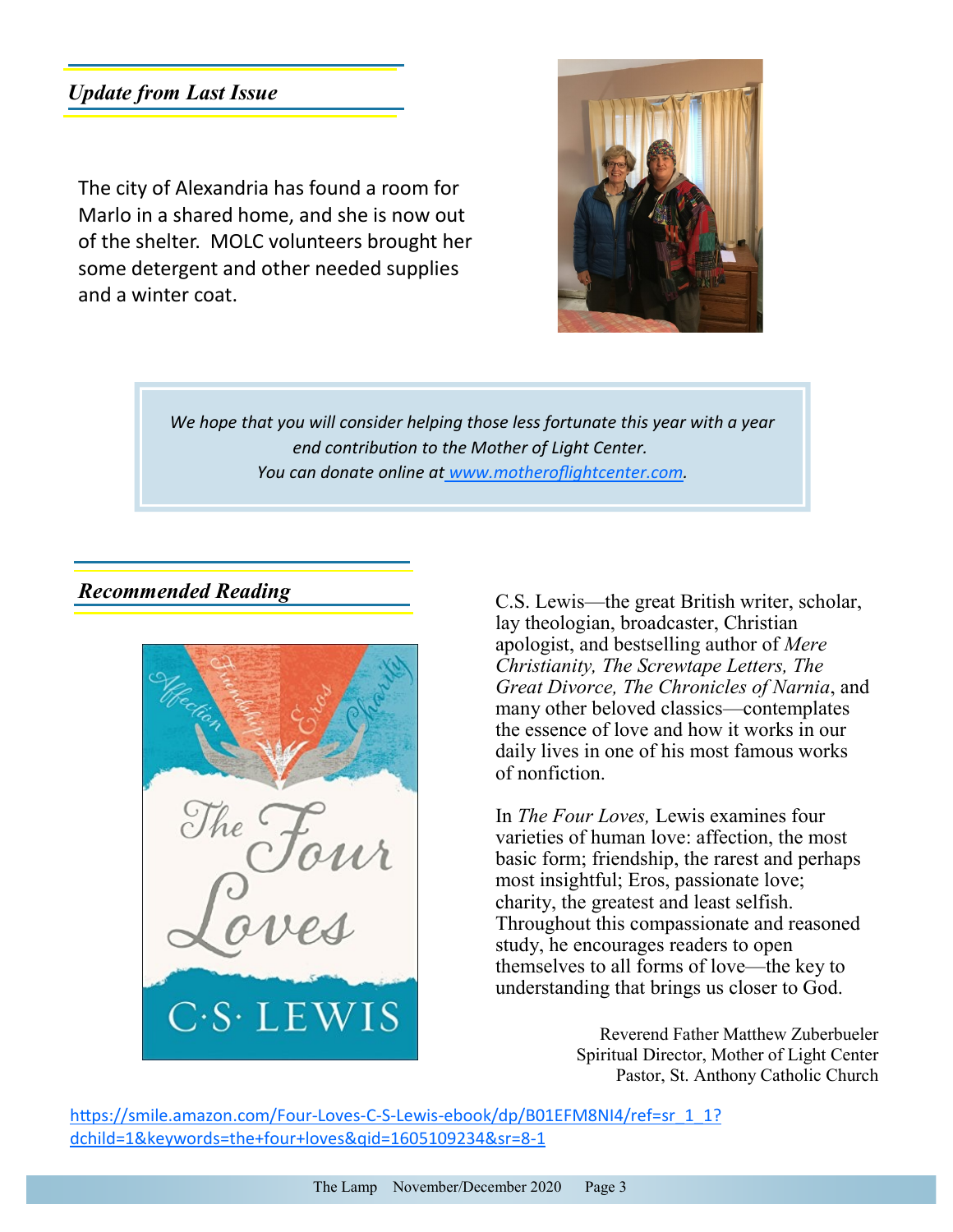## *Update from Last Issue*

The city of Alexandria has found a room for Marlo in a shared home, and she is now out of the shelter. MOLC volunteers brought her some detergent and other needed supplies and a winter coat.

*We hope that you will consider helping those less fortunate this year with a year end contribution to the Mother of Light Center.*
*You can donate online at [www.motheroflightcenter.com](http://www.motheroflightcenter.com).*

## *Recommended Reading*

C.S. Lewis—the great British writer, scholar, lay theologian, broadcaster, Christian apologist, and bestselling author of *Mere Christianity, The Screwtape Letters, The Great Divorce, The Chronicles of Narnia*, and many other beloved classics—contemplates the essence of love and how it works in our daily lives in one of his most famous works of nonfiction.

In *The Four Loves,* Lewis examines four varieties of human love: affection, the most basic form; friendship, the rarest and perhaps most insightful; Eros, passionate love; charity, the greatest and least selfish. Throughout this compassionate and reasoned study, he encourages readers to open themselves to all forms of love—the key to understanding that brings us closer to God.

Reverend Father Matthew Zuberbueler
Spiritual Director, Mother of Light Center
Pastor, St. Anthony Catholic Church

https://smile.amazon.com/Four-Loves-C-S-Lewis-ebook/dp/B01EFM8NI4/ref=sr_1_1?dchild=1&keywords=the+four+loves&qid=1605109234&sr=8-1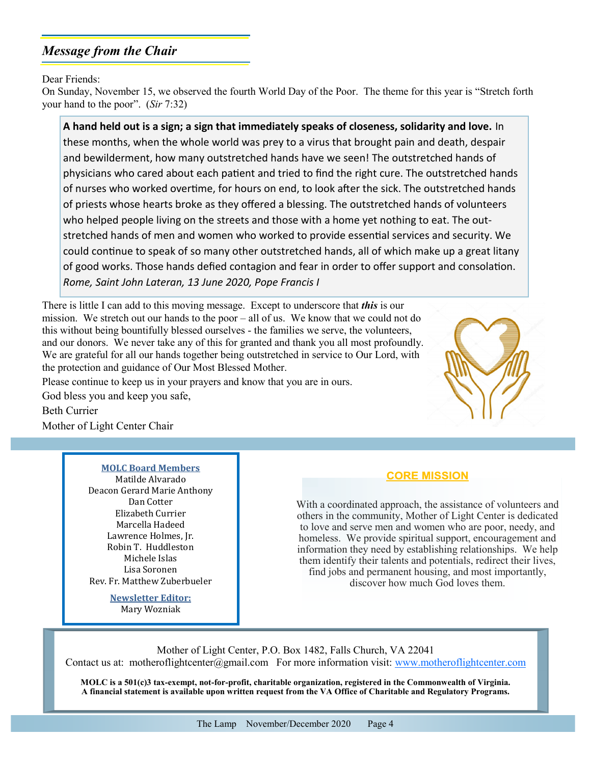## *Message from the Chair*

Dear Friends:

On Sunday, November 15, we observed the fourth World Day of the Poor. The theme for this year is "Stretch forth your hand to the poor". (*Sir* 7:32)

> **A hand held out is a sign; a sign that immediately speaks of closeness, solidarity and love.** In these months, when the whole world was prey to a virus that brought pain and death, despair and bewilderment, how many outstretched hands have we seen! The outstretched hands of physicians who cared about each patient and tried to find the right cure. The outstretched hands of nurses who worked overtime, for hours on end, to look after the sick. The outstretched hands of priests whose hearts broke as they offered a blessing. The outstretched hands of volunteers who helped people living on the streets and those with a home yet nothing to eat. The outstretched hands of men and women who worked to provide essential services and security. We could continue to speak of so many other outstretched hands, all of which make up a great litany of good works. Those hands defied contagion and fear in order to offer support and consolation.
> *Rome, Saint John Lateran, 13 June 2020, Pope Francis I*

There is little I can add to this moving message. Except to underscore that ***this*** is our mission. We stretch out our hands to the poor – all of us. We know that we could not do this without being bountifully blessed ourselves - the families we serve, the volunteers, and our donors. We never take any of this for granted and thank you all most profoundly. We are grateful for all our hands together being outstretched in service to Our Lord, with the protection and guidance of Our Most Blessed Mother.

Please continue to keep us in your prayers and know that you are in ours.

God bless you and keep you safe,

Beth Currier

Mother of Light Center Chair

**MOLC Board Members**

Matilde Alvarado
Deacon Gerard Marie Anthony
Dan Cotter
Elizabeth Currier
Marcella Hadeed
Lawrence Holmes, Jr.
Robin T. Huddleston
Michele Islas
Lisa Soronen
Rev. Fr. Matthew Zuberbueler

**Newsletter Editor:**
Mary Wozniak

### CORE MISSION

With a coordinated approach, the assistance of volunteers and others in the community, Mother of Light Center is dedicated to love and serve men and women who are poor, needy, and homeless. We provide spiritual support, encouragement and information they need by establishing relationships. We help them identify their talents and potentials, redirect their lives, find jobs and permanent housing, and most importantly, discover how much God loves them.

Mother of Light Center, P.O. Box 1482, Falls Church, VA 22041
Contact us at: motheroflightcenter@gmail.com For more information visit: www.motheroflightcenter.com

**MOLC is a 501(c)3 tax-exempt, not-for-profit, charitable organization, registered in the Commonwealth of Virginia. A financial statement is available upon written request from the VA Office of Charitable and Regulatory Programs.**